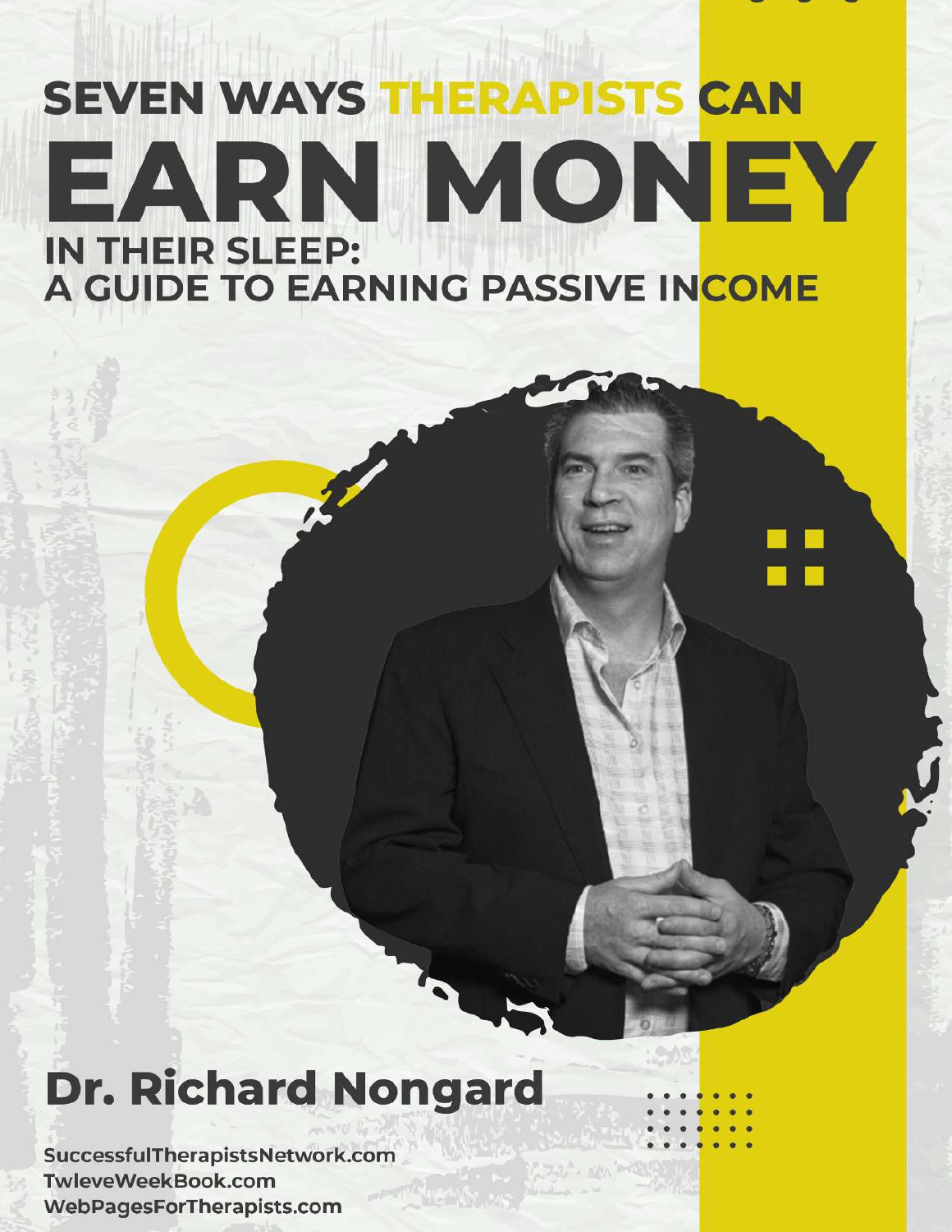# SEVEN WAYS THERAPISTS CAN EARN MONEY IN THEIR SLEEP: A GUIDE TO EARNING PASSIVE INCOME

**Dr. Richard Nongard**

SuccessfulTherapistsNetwork.com
TwleveWeekBook.com
WebPagesForTherapists.com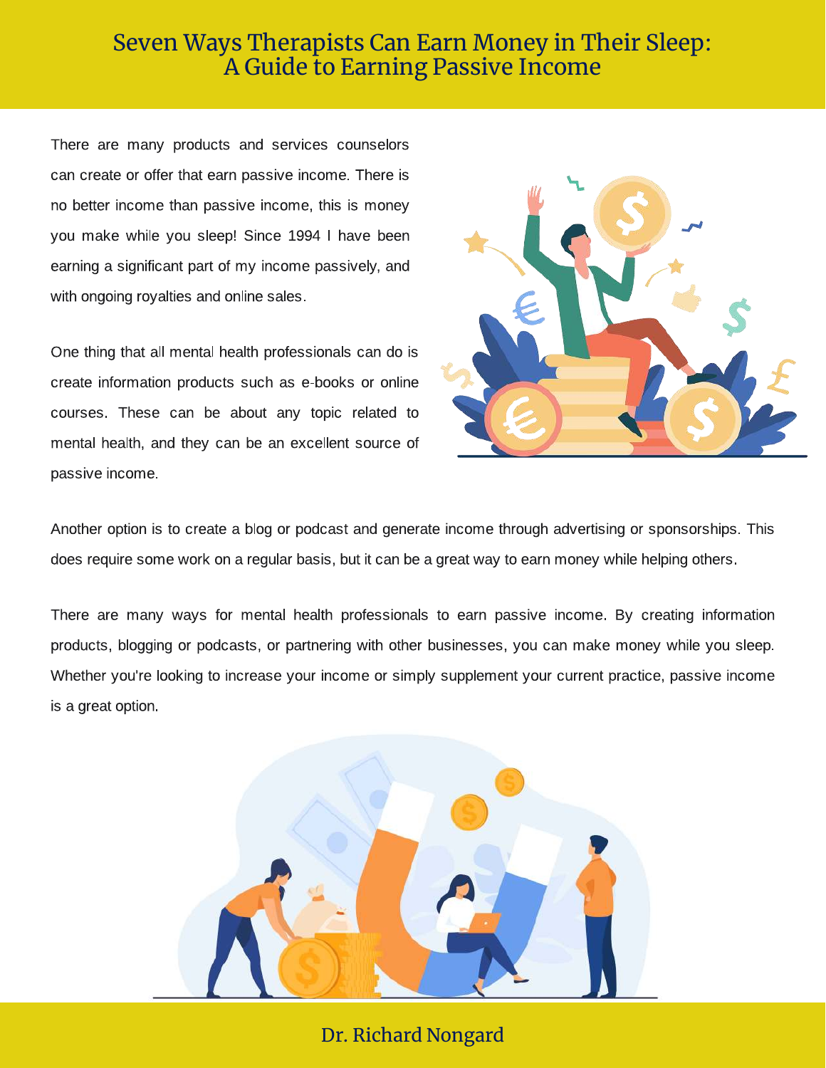# Seven Ways Therapists Can Earn Money in Their Sleep: A Guide to Earning Passive Income

There are many products and services counselors can create or offer that earn passive income. There is no better income than passive income, this is money you make while you sleep! Since 1994 I have been earning a significant part of my income passively, and with ongoing royalties and online sales.

One thing that all mental health professionals can do is create information products such as e-books or online courses. These can be about any topic related to mental health, and they can be an excellent source of passive income.

Another option is to create a blog or podcast and generate income through advertising or sponsorships. This does require some work on a regular basis, but it can be a great way to earn money while helping others.

There are many ways for mental health professionals to earn passive income. By creating information products, blogging or podcasts, or partnering with other businesses, you can make money while you sleep. Whether you're looking to increase your income or simply supplement your current practice, passive income is a great option.

Dr. Richard Nongard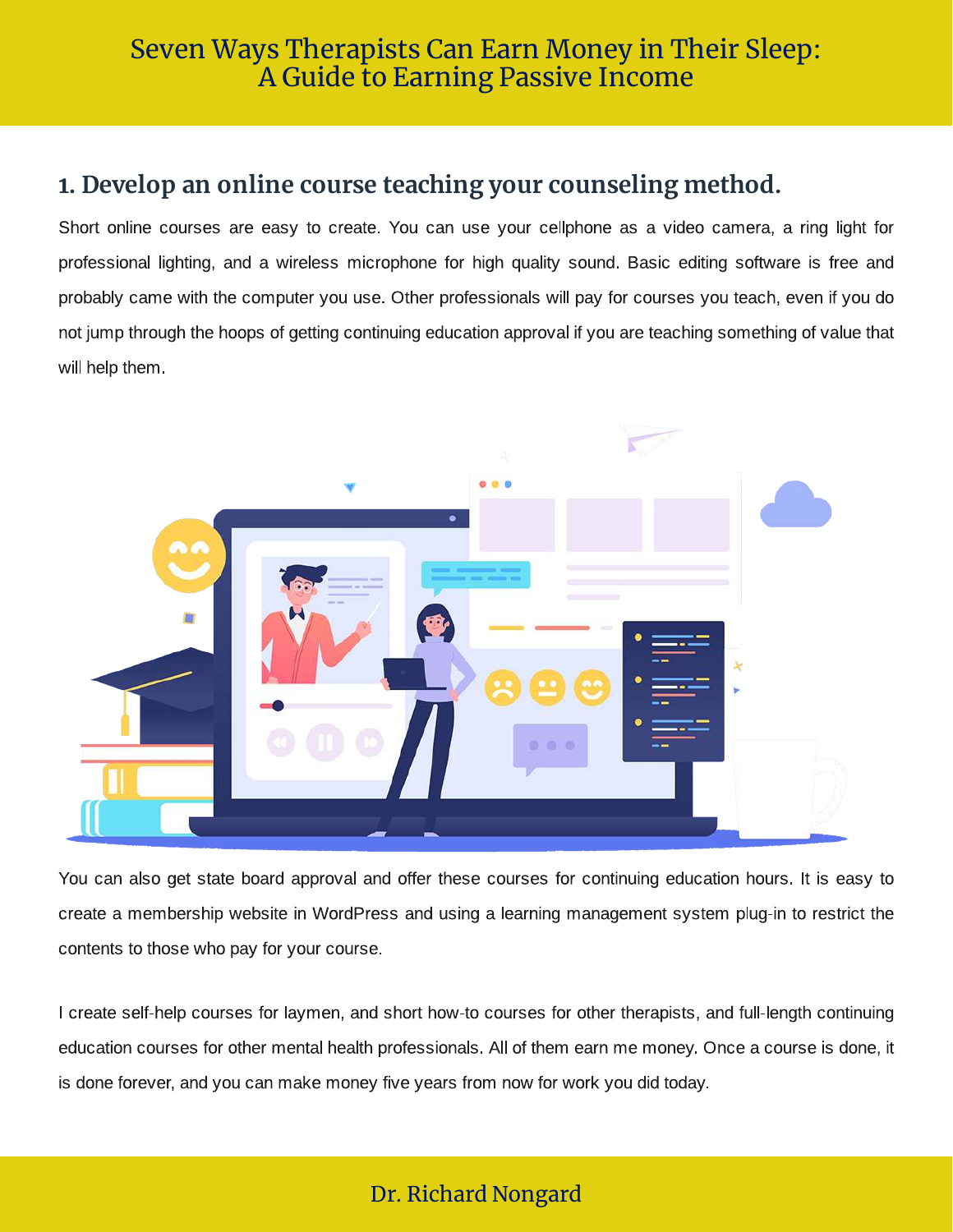## 1. Develop an online course teaching your counseling method.

Short online courses are easy to create. You can use your cellphone as a video camera, a ring light for professional lighting, and a wireless microphone for high quality sound. Basic editing software is free and probably came with the computer you use. Other professionals will pay for courses you teach, even if you do not jump through the hoops of getting continuing education approval if you are teaching something of value that will help them.

You can also get state board approval and offer these courses for continuing education hours. It is easy to create a membership website in WordPress and using a learning management system plug-in to restrict the contents to those who pay for your course.

I create self-help courses for laymen, and short how-to courses for other therapists, and full-length continuing education courses for other mental health professionals. All of them earn me money. Once a course is done, it is done forever, and you can make money five years from now for work you did today.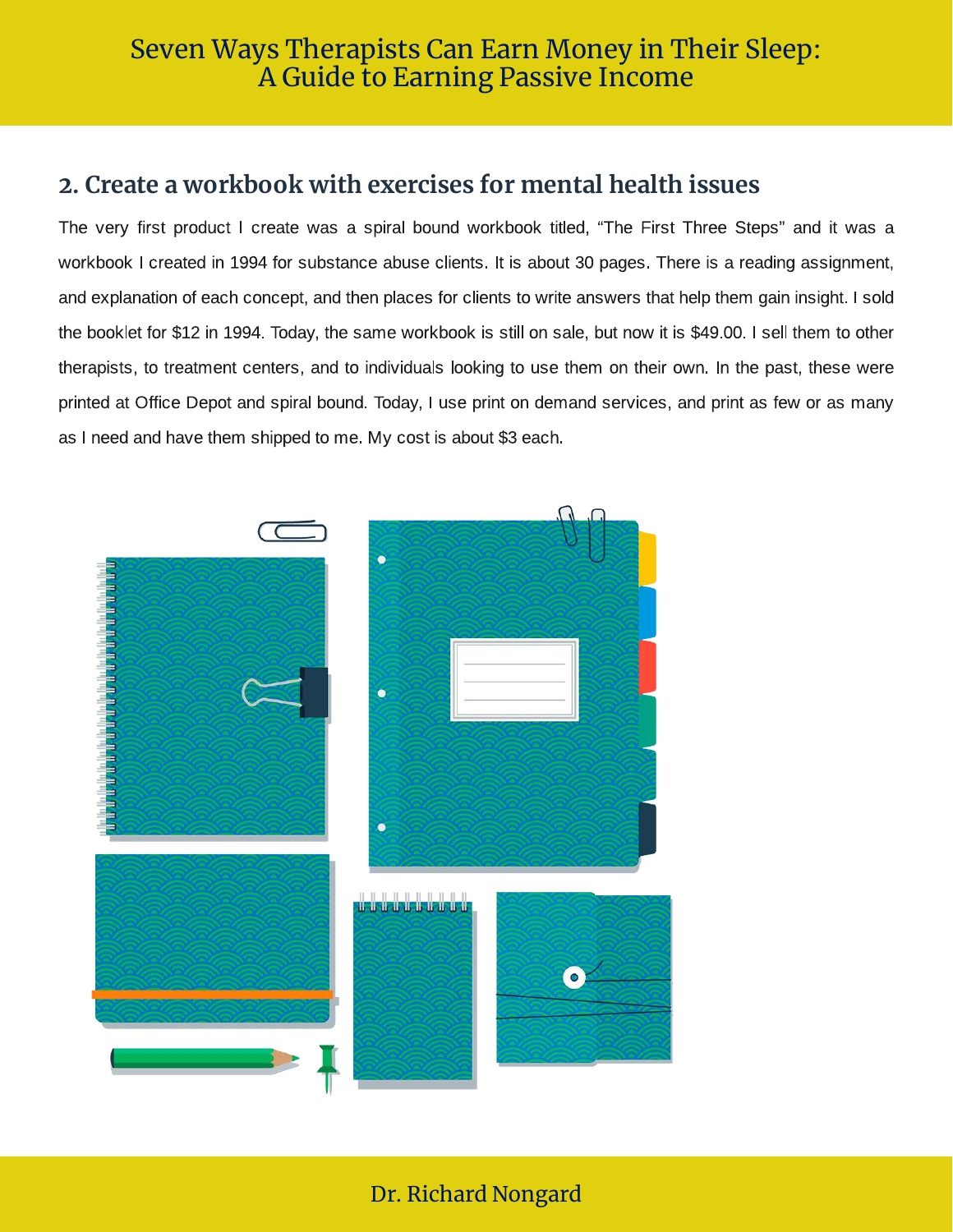## 2. Create a workbook with exercises for mental health issues

The very first product I create was a spiral bound workbook titled, “The First Three Steps” and it was a workbook I created in 1994 for substance abuse clients. It is about 30 pages. There is a reading assignment, and explanation of each concept, and then places for clients to write answers that help them gain insight. I sold the booklet for $12 in 1994. Today, the same workbook is still on sale, but now it is $49.00. I sell them to other therapists, to treatment centers, and to individuals looking to use them on their own. In the past, these were printed at Office Depot and spiral bound. Today, I use print on demand services, and print as few or as many as I need and have them shipped to me. My cost is about $3 each.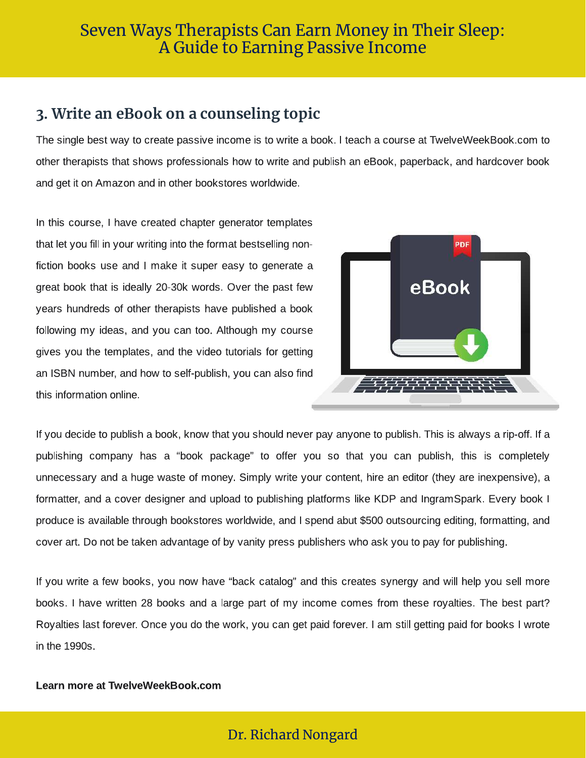## 3. Write an eBook on a counseling topic

The single best way to create passive income is to write a book. I teach a course at TwelveWeekBook.com to other therapists that shows professionals how to write and publish an eBook, paperback, and hardcover book and get it on Amazon and in other bookstores worldwide.

In this course, I have created chapter generator templates that let you fill in your writing into the format bestselling non-fiction books use and I make it super easy to generate a great book that is ideally 20-30k words. Over the past few years hundreds of other therapists have published a book following my ideas, and you can too. Although my course gives you the templates, and the video tutorials for getting an ISBN number, and how to self-publish, you can also find this information online.

If you decide to publish a book, know that you should never pay anyone to publish. This is always a rip-off. If a publishing company has a "book package" to offer you so that you can publish, this is completely unnecessary and a huge waste of money. Simply write your content, hire an editor (they are inexpensive), a formatter, and a cover designer and upload to publishing platforms like KDP and IngramSpark. Every book I produce is available through bookstores worldwide, and I spend abut $500 outsourcing editing, formatting, and cover art. Do not be taken advantage of by vanity press publishers who ask you to pay for publishing.

If you write a few books, you now have "back catalog" and this creates synergy and will help you sell more books. I have written 28 books and a large part of my income comes from these royalties. The best part? Royalties last forever. Once you do the work, you can get paid forever. I am still getting paid for books I wrote in the 1990s.

**Learn more at TwelveWeekBook.com**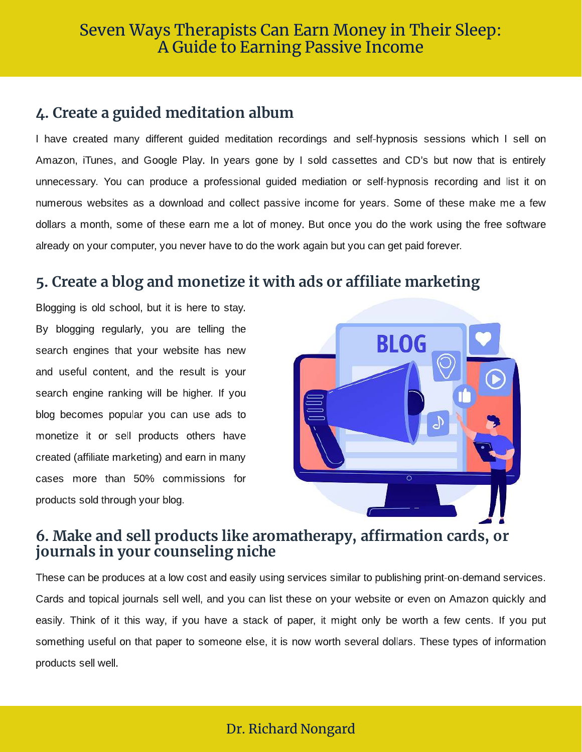## 4. Create a guided meditation album

I have created many different guided meditation recordings and self-hypnosis sessions which I sell on Amazon, iTunes, and Google Play. In years gone by I sold cassettes and CD's but now that is entirely unnecessary. You can produce a professional guided mediation or self-hypnosis recording and list it on numerous websites as a download and collect passive income for years. Some of these make me a few dollars a month, some of these earn me a lot of money. But once you do the work using the free software already on your computer, you never have to do the work again but you can get paid forever.

## 5. Create a blog and monetize it with ads or affiliate marketing

Blogging is old school, but it is here to stay. By blogging regularly, you are telling the search engines that your website has new and useful content, and the result is your search engine ranking will be higher. If you blog becomes popular you can use ads to monetize it or sell products others have created (affiliate marketing) and earn in many cases more than 50% commissions for products sold through your blog.

## 6. Make and sell products like aromatherapy, affirmation cards, or journals in your counseling niche

These can be produces at a low cost and easily using services similar to publishing print-on-demand services. Cards and topical journals sell well, and you can list these on your website or even on Amazon quickly and easily. Think of it this way, if you have a stack of paper, it might only be worth a few cents. If you put something useful on that paper to someone else, it is now worth several dollars. These types of information products sell well.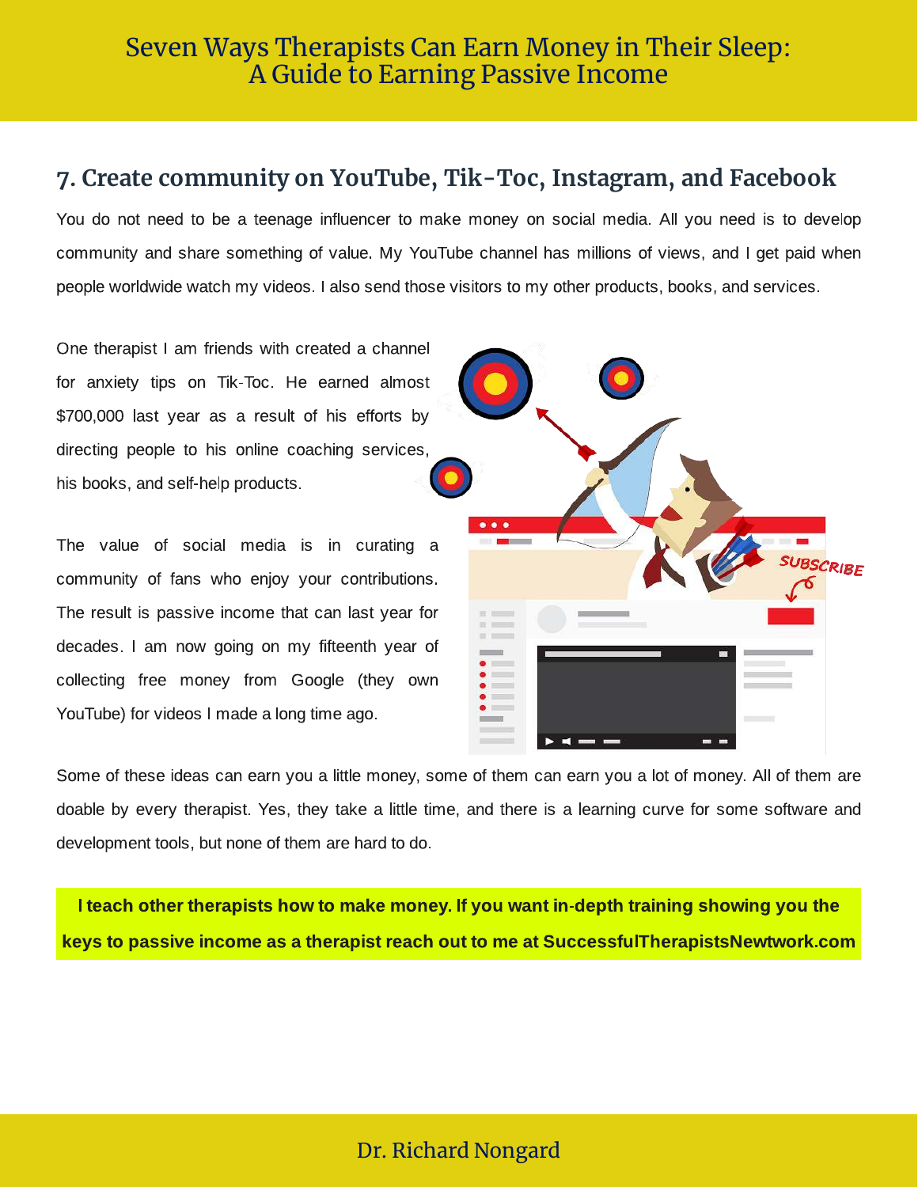## 7. Create community on YouTube, Tik-Toc, Instagram, and Facebook

You do not need to be a teenage influencer to make money on social media. All you need is to develop community and share something of value. My YouTube channel has millions of views, and I get paid when people worldwide watch my videos. I also send those visitors to my other products, books, and services.

One therapist I am friends with created a channel for anxiety tips on Tik-Toc. He earned almost $700,000 last year as a result of his efforts by directing people to his online coaching services, his books, and self-help products.

The value of social media is in curating a community of fans who enjoy your contributions. The result is passive income that can last year for decades. I am now going on my fifteenth year of collecting free money from Google (they own YouTube) for videos I made a long time ago.

Some of these ideas can earn you a little money, some of them can earn you a lot of money. All of them are doable by every therapist. Yes, they take a little time, and there is a learning curve for some software and development tools, but none of them are hard to do.

**I teach other therapists how to make money. If you want in-depth training showing you the keys to passive income as a therapist reach out to me at SuccessfulTherapistsNewtwork.com**